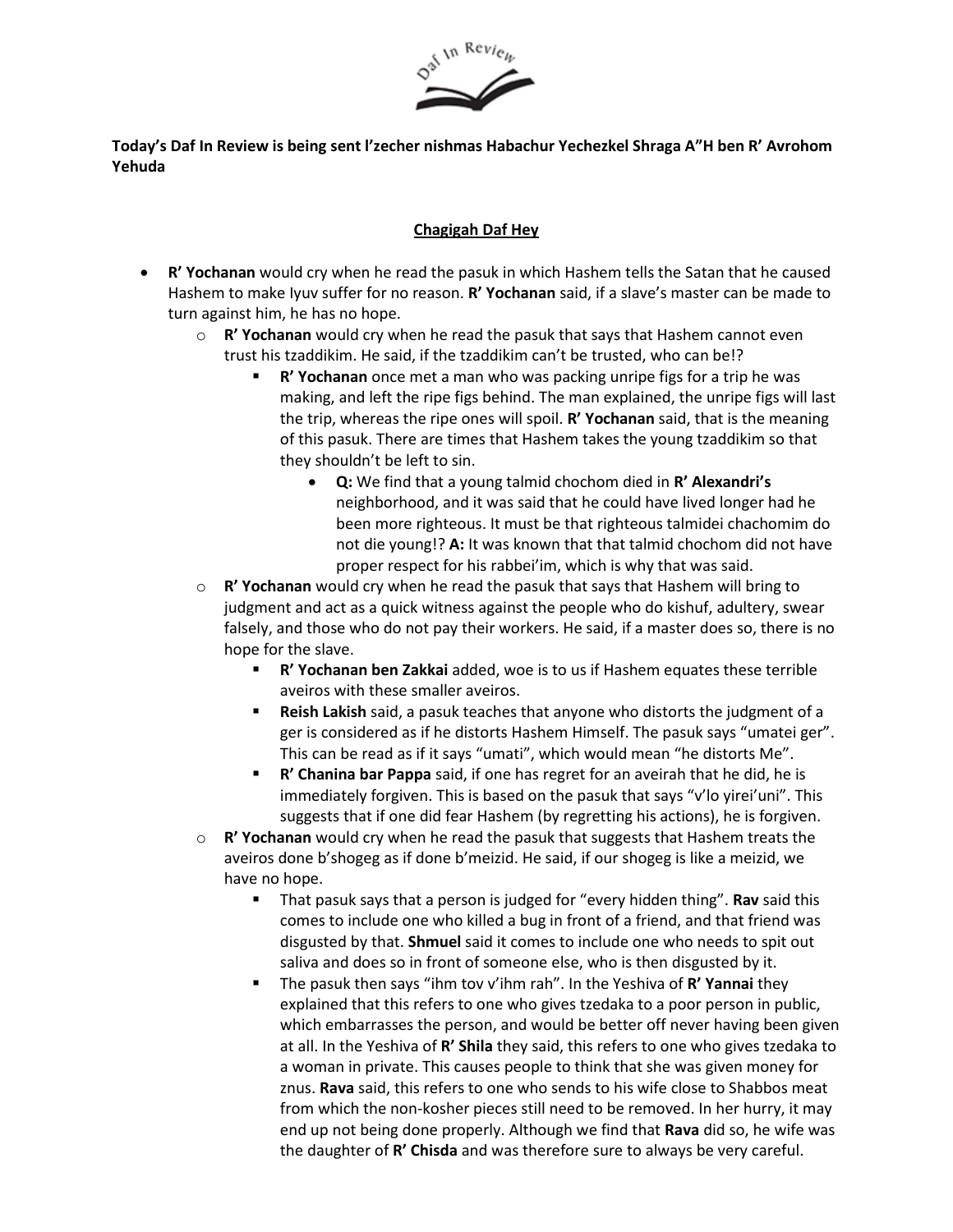**Today's Daf In Review is being sent l'zecher nishmas Habachur Yechezkel Shraga A"H ben R' Avrohom Yehuda**

## Chagigah Daf Hey

- **R' Yochanan** would cry when he read the pasuk in which Hashem tells the Satan that he caused Hashem to make Iyuv suffer for no reason. **R' Yochanan** said, if a slave's master can be made to turn against him, he has no hope.
  - **R' Yochanan** would cry when he read the pasuk that says that Hashem cannot even trust his tzaddikim. He said, if the tzaddikim can't be trusted, who can be!?
    - **R' Yochanan** once met a man who was packing unripe figs for a trip he was making, and left the ripe figs behind. The man explained, the unripe figs will last the trip, whereas the ripe ones will spoil. **R' Yochanan** said, that is the meaning of this pasuk. There are times that Hashem takes the young tzaddikim so that they shouldn't be left to sin.
      - **Q:** We find that a young talmid chochom died in **R' Alexandri's** neighborhood, and it was said that he could have lived longer had he been more righteous. It must be that righteous talmidei chachomim do not die young!? **A:** It was known that that talmid chochom did not have proper respect for his rabbei'im, which is why that was said.
  - **R' Yochanan** would cry when he read the pasuk that says that Hashem will bring to judgment and act as a quick witness against the people who do kishuf, adultery, swear falsely, and those who do not pay their workers. He said, if a master does so, there is no hope for the slave.
    - **R' Yochanan ben Zakkai** added, woe is to us if Hashem equates these terrible aveiros with these smaller aveiros.
    - **Reish Lakish** said, a pasuk teaches that anyone who distorts the judgment of a ger is considered as if he distorts Hashem Himself. The pasuk says "umatei ger". This can be read as if it says "umati", which would mean "he distorts Me".
    - **R' Chanina bar Pappa** said, if one has regret for an aveirah that he did, he is immediately forgiven. This is based on the pasuk that says "v'lo yirei'uni". This suggests that if one did fear Hashem (by regretting his actions), he is forgiven.
  - **R' Yochanan** would cry when he read the pasuk that suggests that Hashem treats the aveiros done b'shogeg as if done b'meizid. He said, if our shogeg is like a meizid, we have no hope.
    - That pasuk says that a person is judged for "every hidden thing". **Rav** said this comes to include one who killed a bug in front of a friend, and that friend was disgusted by that. **Shmuel** said it comes to include one who needs to spit out saliva and does so in front of someone else, who is then disgusted by it.
    - The pasuk then says "ihm tov v'ihm rah". In the Yeshiva of **R' Yannai** they explained that this refers to one who gives tzedaka to a poor person in public, which embarrasses the person, and would be better off never having been given at all. In the Yeshiva of **R' Shila** they said, this refers to one who gives tzedaka to a woman in private. This causes people to think that she was given money for znus. **Rava** said, this refers to one who sends to his wife close to Shabbos meat from which the non-kosher pieces still need to be removed. In her hurry, it may end up not being done properly. Although we find that **Rava** did so, he wife was the daughter of **R' Chisda** and was therefore sure to always be very careful.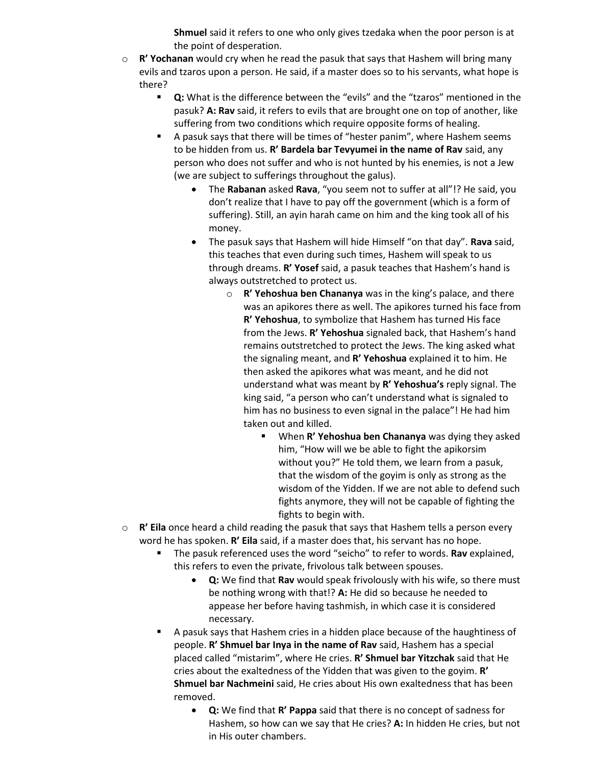**Shmuel** said it refers to one who only gives tzedaka when the poor person is at the point of desperation.

- **R' Yochanan** would cry when he read the pasuk that says that Hashem will bring many evils and tzaros upon a person. He said, if a master does so to his servants, what hope is there?
  - **Q:** What is the difference between the "evils" and the "tzaros" mentioned in the pasuk? **A: Rav** said, it refers to evils that are brought one on top of another, like suffering from two conditions which require opposite forms of healing.
  - A pasuk says that there will be times of "hester panim", where Hashem seems to be hidden from us. **R' Bardela bar Tevyumei in the name of Rav** said, any person who does not suffer and who is not hunted by his enemies, is not a Jew (we are subject to sufferings throughout the galus).
    - The **Rabanan** asked **Rava**, "you seem not to suffer at all"!? He said, you don't realize that I have to pay off the government (which is a form of suffering). Still, an ayin harah came on him and the king took all of his money.
    - The pasuk says that Hashem will hide Himself "on that day". **Rava** said, this teaches that even during such times, Hashem will speak to us through dreams. **R' Yosef** said, a pasuk teaches that Hashem's hand is always outstretched to protect us.
      - **R' Yehoshua ben Chananya** was in the king's palace, and there was an apikores there as well. The apikores turned his face from **R' Yehoshua**, to symbolize that Hashem has turned His face from the Jews. **R' Yehoshua** signaled back, that Hashem's hand remains outstretched to protect the Jews. The king asked what the signaling meant, and **R' Yehoshua** explained it to him. He then asked the apikores what was meant, and he did not understand what was meant by **R' Yehoshua's** reply signal. The king said, "a person who can't understand what is signaled to him has no business to even signal in the palace"! He had him taken out and killed.
        - When **R' Yehoshua ben Chananya** was dying they asked him, "How will we be able to fight the apikorsim without you?" He told them, we learn from a pasuk, that the wisdom of the goyim is only as strong as the wisdom of the Yidden. If we are not able to defend such fights anymore, they will not be capable of fighting the fights to begin with.
- **R' Eila** once heard a child reading the pasuk that says that Hashem tells a person every word he has spoken. **R' Eila** said, if a master does that, his servant has no hope.
  - The pasuk referenced uses the word "seicho" to refer to words. **Rav** explained, this refers to even the private, frivolous talk between spouses.
    - **Q:** We find that **Rav** would speak frivolously with his wife, so there must be nothing wrong with that!? **A:** He did so because he needed to appease her before having tashmish, in which case it is considered necessary.
  - A pasuk says that Hashem cries in a hidden place because of the haughtiness of people. **R' Shmuel bar Inya in the name of Rav** said, Hashem has a special placed called "mistarim", where He cries. **R' Shmuel bar Yitzchak** said that He cries about the exaltedness of the Yidden that was given to the goyim. **R' Shmuel bar Nachmeini** said, He cries about His own exaltedness that has been removed.
    - **Q:** We find that **R' Pappa** said that there is no concept of sadness for Hashem, so how can we say that He cries? **A:** In hidden He cries, but not in His outer chambers.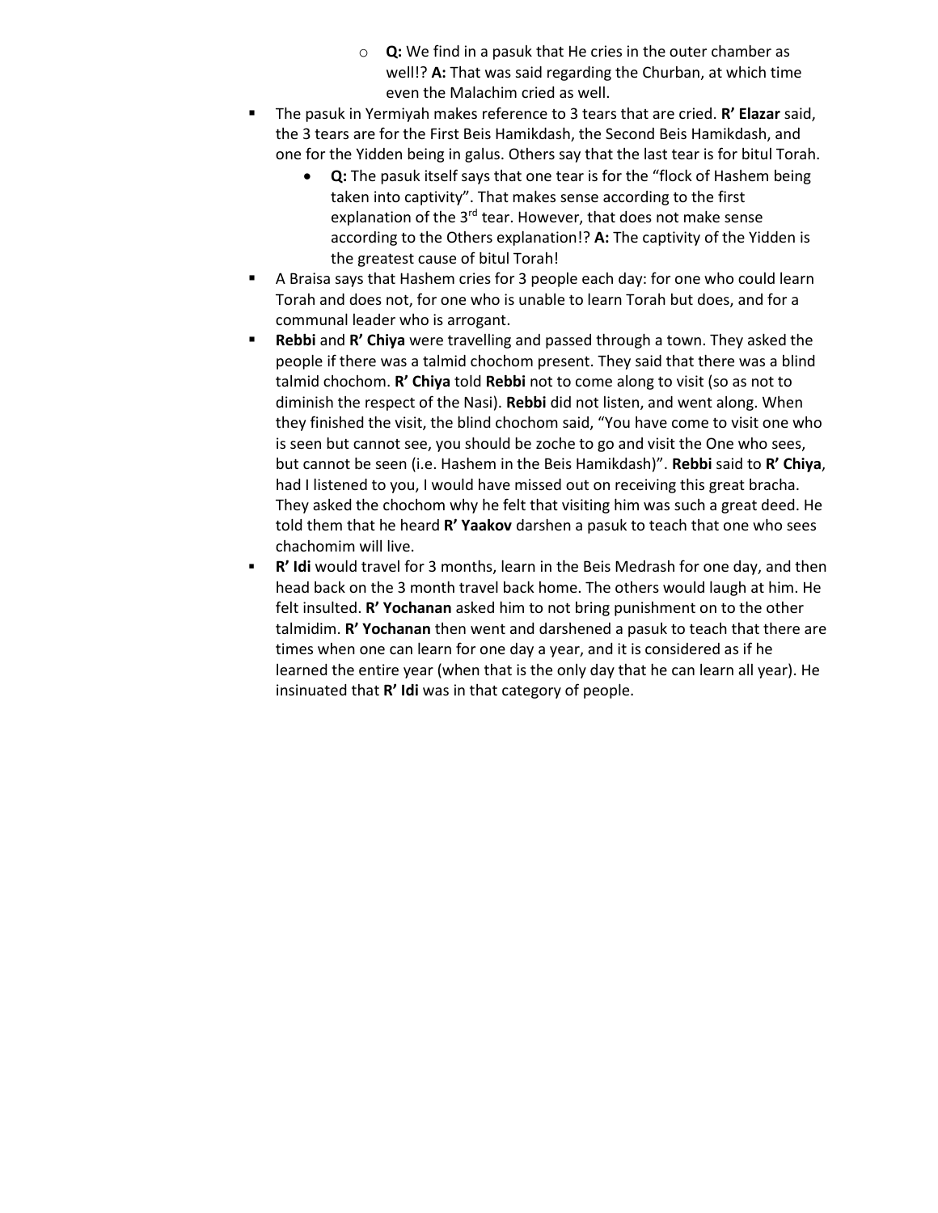- **Q:** We find in a pasuk that He cries in the outer chamber as well!? **A:** That was said regarding the Churban, at which time even the Malachim cried as well.
- The pasuk in Yermiyah makes reference to 3 tears that are cried. **R' Elazar** said, the 3 tears are for the First Beis Hamikdash, the Second Beis Hamikdash, and one for the Yidden being in galus. Others say that the last tear is for bitul Torah.
  - **Q:** The pasuk itself says that one tear is for the "flock of Hashem being taken into captivity". That makes sense according to the first explanation of the 3rd tear. However, that does not make sense according to the Others explanation!? **A:** The captivity of the Yidden is the greatest cause of bitul Torah!
- A Braisa says that Hashem cries for 3 people each day: for one who could learn Torah and does not, for one who is unable to learn Torah but does, and for a communal leader who is arrogant.
- **Rebbi** and **R' Chiya** were travelling and passed through a town. They asked the people if there was a talmid chochom present. They said that there was a blind talmid chochom. **R' Chiya** told **Rebbi** not to come along to visit (so as not to diminish the respect of the Nasi). **Rebbi** did not listen, and went along. When they finished the visit, the blind chochom said, "You have come to visit one who is seen but cannot see, you should be zoche to go and visit the One who sees, but cannot be seen (i.e. Hashem in the Beis Hamikdash)". **Rebbi** said to **R' Chiya**, had I listened to you, I would have missed out on receiving this great bracha. They asked the chochom why he felt that visiting him was such a great deed. He told them that he heard **R' Yaakov** darshen a pasuk to teach that one who sees chachomim will live.
- **R' Idi** would travel for 3 months, learn in the Beis Medrash for one day, and then head back on the 3 month travel back home. The others would laugh at him. He felt insulted. **R' Yochanan** asked him to not bring punishment on to the other talmidim. **R' Yochanan** then went and darshened a pasuk to teach that there are times when one can learn for one day a year, and it is considered as if he learned the entire year (when that is the only day that he can learn all year). He insinuated that **R' Idi** was in that category of people.